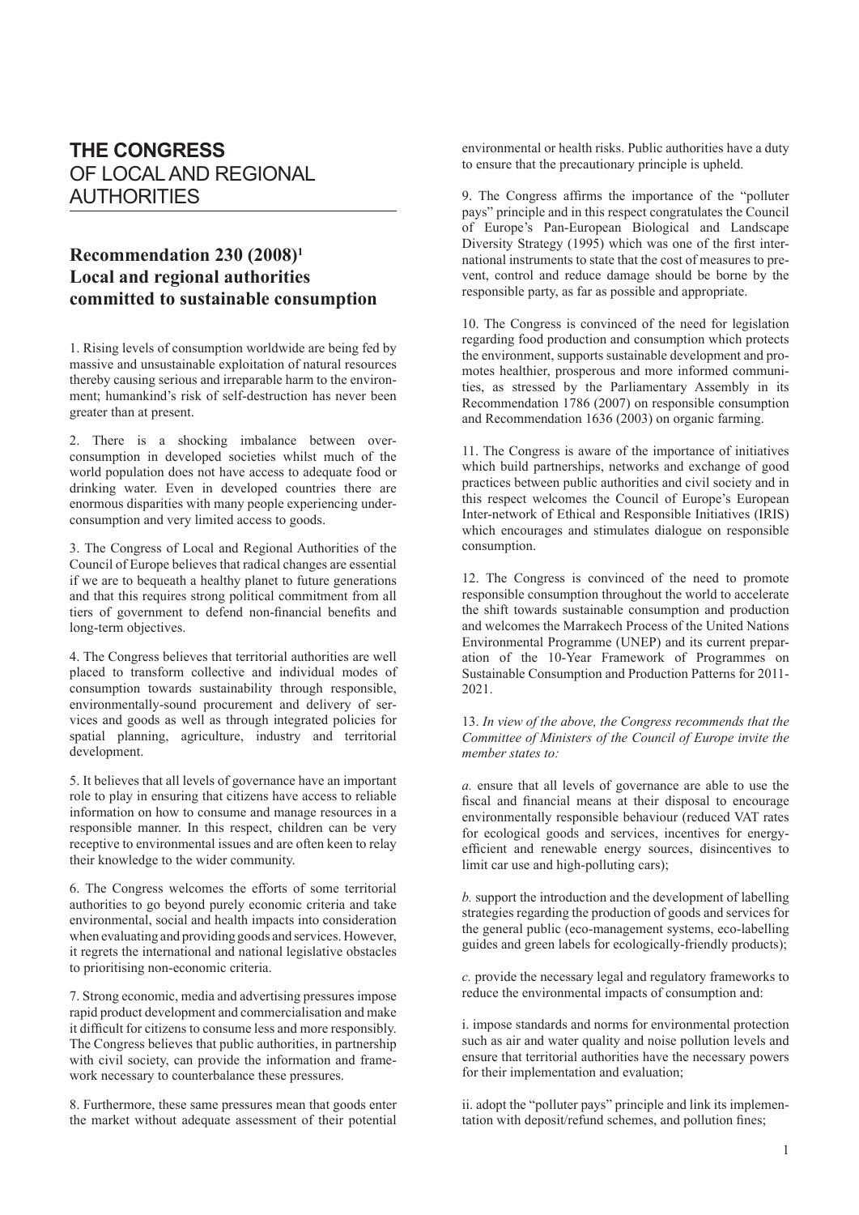# THE CONGRESS OF LOCAL AND REGIONAL AUTHORITIES

## Recommendation 230 (2008)[1] Local and regional authorities committed to sustainable consumption

1. Rising levels of consumption worldwide are being fed by massive and unsustainable exploitation of natural resources thereby causing serious and irreparable harm to the environment; humankind's risk of self-destruction has never been greater than at present.

2. There is a shocking imbalance between over-consumption in developed societies whilst much of the world population does not have access to adequate food or drinking water. Even in developed countries there are enormous disparities with many people experiencing under-consumption and very limited access to goods.

3. The Congress of Local and Regional Authorities of the Council of Europe believes that radical changes are essential if we are to bequeath a healthy planet to future generations and that this requires strong political commitment from all tiers of government to defend non-financial benefits and long-term objectives.

4. The Congress believes that territorial authorities are well placed to transform collective and individual modes of consumption towards sustainability through responsible, environmentally-sound procurement and delivery of services and goods as well as through integrated policies for spatial planning, agriculture, industry and territorial development.

5. It believes that all levels of governance have an important role to play in ensuring that citizens have access to reliable information on how to consume and manage resources in a responsible manner. In this respect, children can be very receptive to environmental issues and are often keen to relay their knowledge to the wider community.

6. The Congress welcomes the efforts of some territorial authorities to go beyond purely economic criteria and take environmental, social and health impacts into consideration when evaluating and providing goods and services. However, it regrets the international and national legislative obstacles to prioritising non-economic criteria.

7. Strong economic, media and advertising pressures impose rapid product development and commercialisation and make it difficult for citizens to consume less and more responsibly. The Congress believes that public authorities, in partnership with civil society, can provide the information and framework necessary to counterbalance these pressures.

8. Furthermore, these same pressures mean that goods enter the market without adequate assessment of their potential environmental or health risks. Public authorities have a duty to ensure that the precautionary principle is upheld.

9. The Congress affirms the importance of the "polluter pays" principle and in this respect congratulates the Council of Europe's Pan-European Biological and Landscape Diversity Strategy (1995) which was one of the first international instruments to state that the cost of measures to prevent, control and reduce damage should be borne by the responsible party, as far as possible and appropriate.

10. The Congress is convinced of the need for legislation regarding food production and consumption which protects the environment, supports sustainable development and promotes healthier, prosperous and more informed communities, as stressed by the Parliamentary Assembly in its Recommendation 1786 (2007) on responsible consumption and Recommendation 1636 (2003) on organic farming.

11. The Congress is aware of the importance of initiatives which build partnerships, networks and exchange of good practices between public authorities and civil society and in this respect welcomes the Council of Europe's European Inter-network of Ethical and Responsible Initiatives (IRIS) which encourages and stimulates dialogue on responsible consumption.

12. The Congress is convinced of the need to promote responsible consumption throughout the world to accelerate the shift towards sustainable consumption and production and welcomes the Marrakech Process of the United Nations Environmental Programme (UNEP) and its current preparation of the 10-Year Framework of Programmes on Sustainable Consumption and Production Patterns for 2011-2021.

13. *In view of the above, the Congress recommends that the Committee of Ministers of the Council of Europe invite the member states to:*

*a.* ensure that all levels of governance are able to use the fiscal and financial means at their disposal to encourage environmentally responsible behaviour (reduced VAT rates for ecological goods and services, incentives for energy-efficient and renewable energy sources, disincentives to limit car use and high-polluting cars);

*b.* support the introduction and the development of labelling strategies regarding the production of goods and services for the general public (eco-management systems, eco-labelling guides and green labels for ecologically-friendly products);

*c.* provide the necessary legal and regulatory frameworks to reduce the environmental impacts of consumption and:

i. impose standards and norms for environmental protection such as air and water quality and noise pollution levels and ensure that territorial authorities have the necessary powers for their implementation and evaluation;

ii. adopt the "polluter pays" principle and link its implementation with deposit/refund schemes, and pollution fines;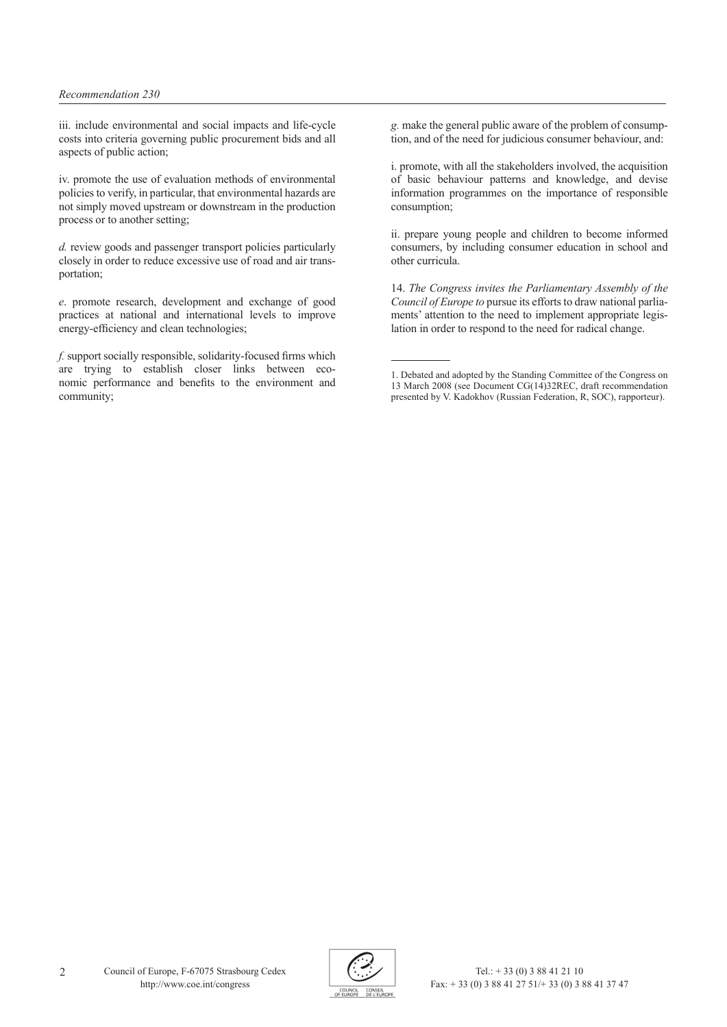iii. include environmental and social impacts and life-cycle costs into criteria governing public procurement bids and all aspects of public action;

iv. promote the use of evaluation methods of environmental policies to verify, in particular, that environmental hazards are not simply moved upstream or downstream in the production process or to another setting;

*d.* review goods and passenger transport policies particularly closely in order to reduce excessive use of road and air transportation;

*e*. promote research, development and exchange of good practices at national and international levels to improve energy-efficiency and clean technologies;

*f.* support socially responsible, solidarity-focused firms which are trying to establish closer links between economic performance and benefits to the environment and community;

*g.* make the general public aware of the problem of consumption, and of the need for judicious consumer behaviour, and:

i. promote, with all the stakeholders involved, the acquisition of basic behaviour patterns and knowledge, and devise information programmes on the importance of responsible consumption;

ii. prepare young people and children to become informed consumers, by including consumer education in school and other curricula.

14. *The Congress invites the Parliamentary Assembly of the Council of Europe to* pursue its efforts to draw national parliaments' attention to the need to implement appropriate legislation in order to respond to the need for radical change.

---

1. Debated and adopted by the Standing Committee of the Congress on 13 March 2008 (see Document CG(14)32REC, draft recommendation presented by V. Kadokhov (Russian Federation, R, SOC), rapporteur).